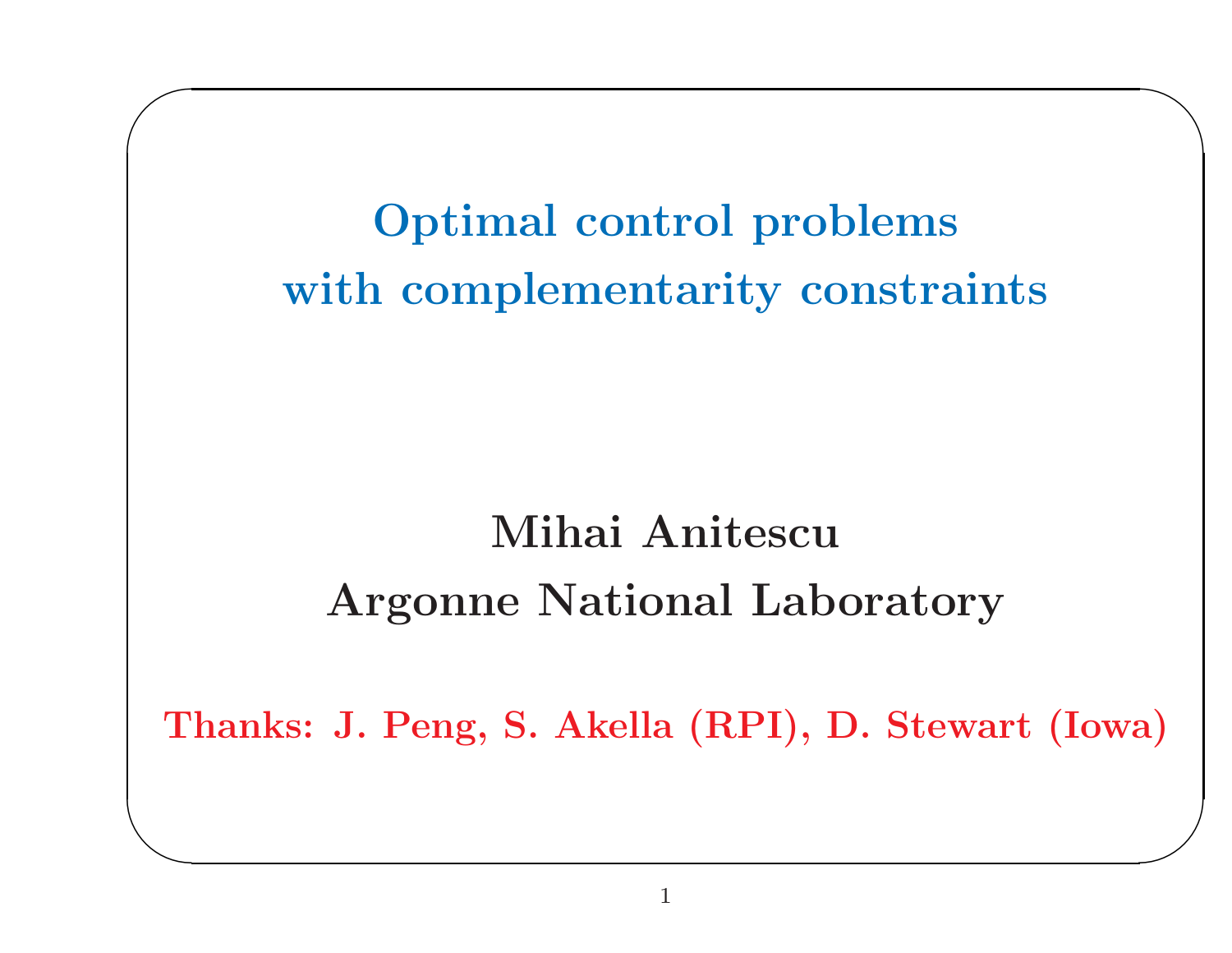# Optimal control problems with complementarity constraints

**Mihai Anitescu**

**Argonne National Laboratory**

**Thanks: J. Peng, S. Akella (RPI), D. Stewart (Iowa)**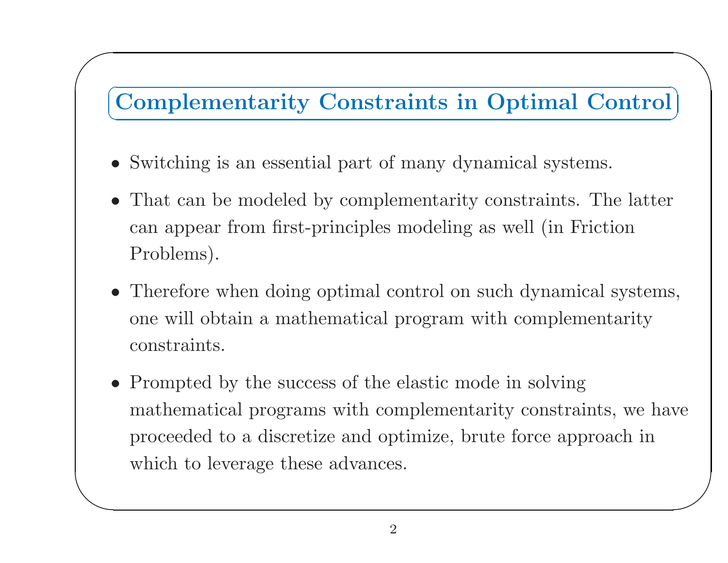## Complementarity Constraints in Optimal Control

- Switching is an essential part of many dynamical systems.
- That can be modeled by complementarity constraints. The latter can appear from first-principles modeling as well (in Friction Problems).
- Therefore when doing optimal control on such dynamical systems, one will obtain a mathematical program with complementarity constraints.
- Prompted by the success of the elastic mode in solving mathematical programs with complementarity constraints, we have proceeded to a discretize and optimize, brute force approach in which to leverage these advances.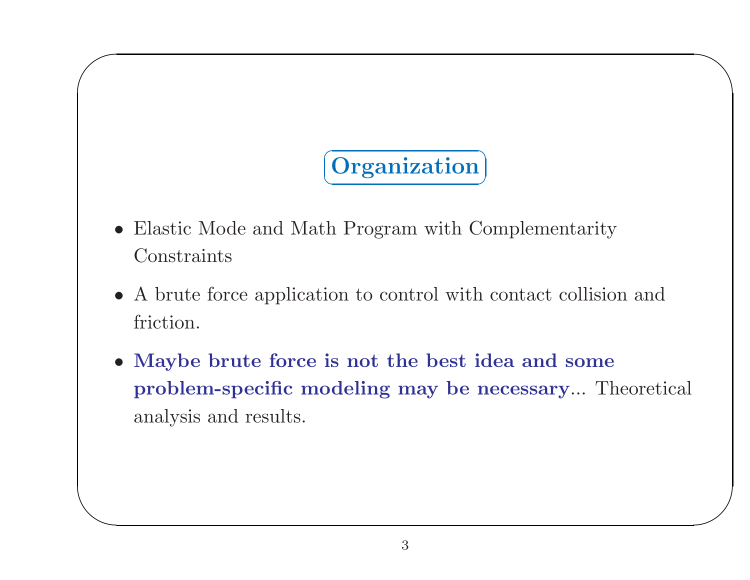## Organization

- Elastic Mode and Math Program with Complementarity Constraints
- A brute force application to control with contact collision and friction.
- **Maybe brute force is not the best idea and some problem-specific modeling may be necessary**... Theoretical analysis and results.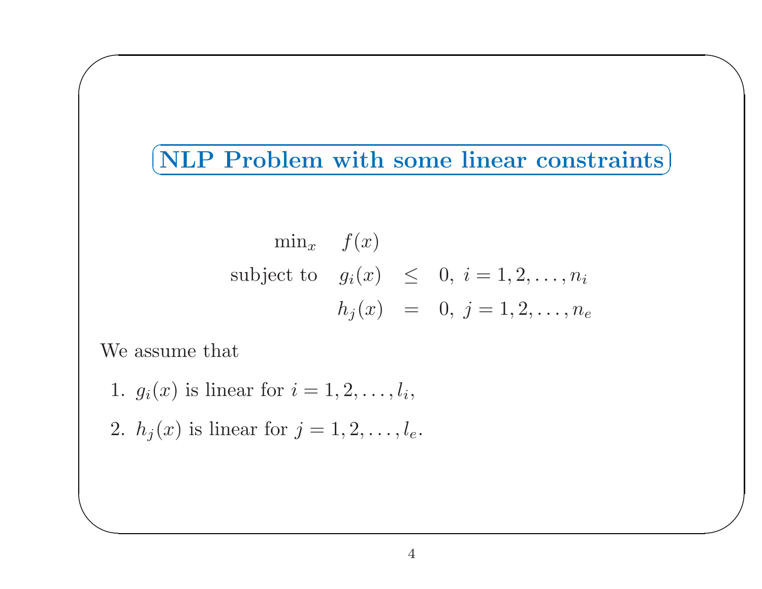## NLP Problem with some linear constraints

$$
\begin{array}{rrcl}
\min_x & f(x) & & \\
\text{subject to} & g_i(x) & \leq & 0,\ i = 1, 2, \ldots, n_i \\
 & h_j(x) & = & 0,\ j = 1, 2, \ldots, n_e
\end{array}
$$

We assume that

1. $g_i(x)$ is linear for $i = 1, 2, \ldots, l_i$,
2. $h_j(x)$ is linear for $j = 1, 2, \ldots, l_e$.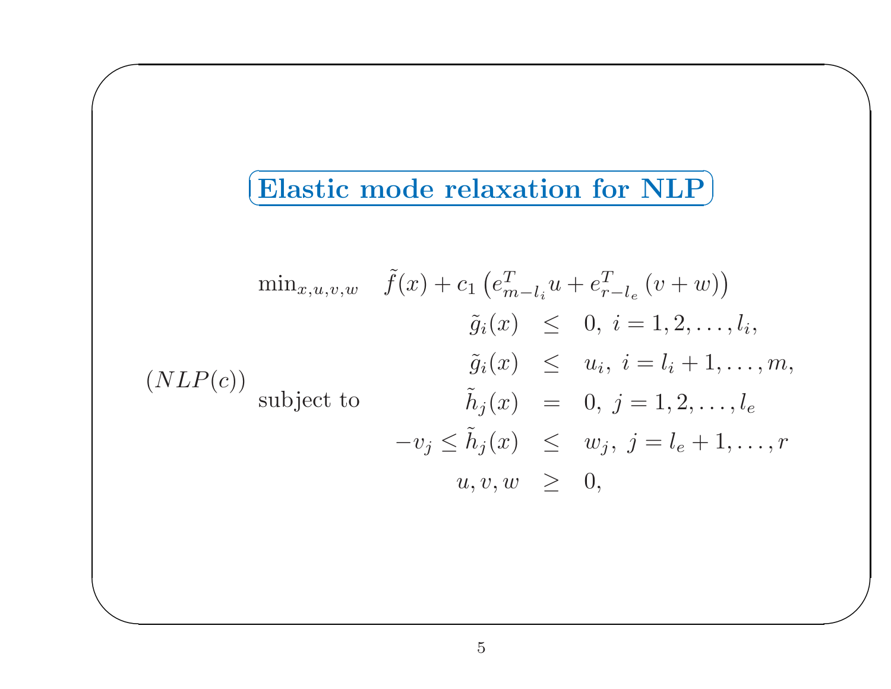## Elastic mode relaxation for NLP

$$
(NLP(c)) \quad
\begin{array}{ll}
\min_{x,u,v,w} & \tilde{f}(x) + c_1 \left( e_{m-l_i}^T u + e_{r-l_e}^T (v+w) \right) \\
\text{subject to} & \begin{array}{rcl}
\tilde{g}_i(x) & \leq & 0, \ i = 1, 2, \ldots, l_i, \\
\tilde{g}_i(x) & \leq & u_i, \ i = l_i + 1, \ldots, m, \\
\tilde{h}_j(x) & = & 0, \ j = 1, 2, \ldots, l_e \\
-v_j \leq \tilde{h}_j(x) & \leq & w_j, \ j = l_e + 1, \ldots, r \\
u, v, w & \geq & 0,
\end{array}
\end{array}
$$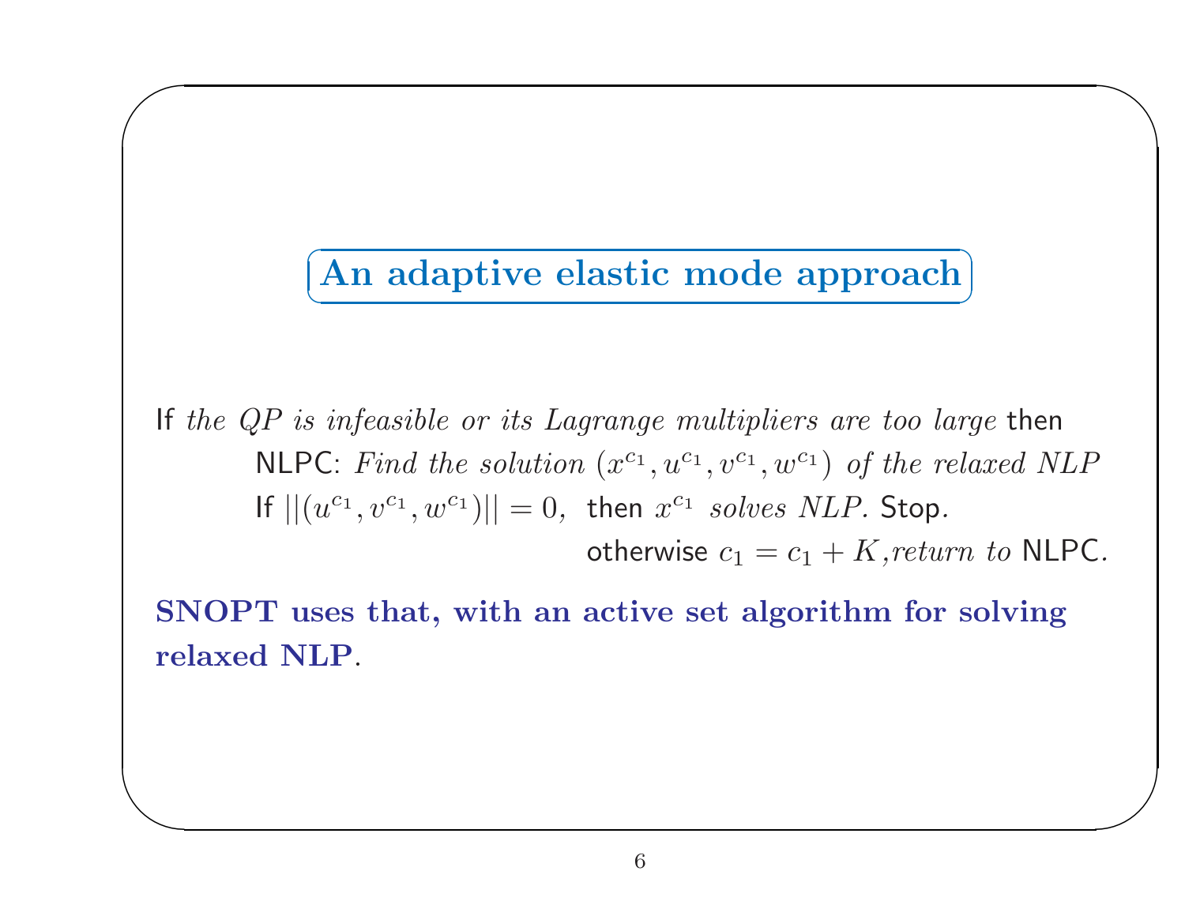## An adaptive elastic mode approach

If *the QP is infeasible or its Lagrange multipliers are too large* then

NLPC: *Find the solution* $(x^{c_1}, u^{c_1}, v^{c_1}, w^{c_1})$ *of the relaxed NLP*

If $||(u^{c_1}, v^{c_1}, w^{c_1})|| = 0$, then $x^{c_1}$ *solves NLP.* Stop.

otherwise $c_1 = c_1 + K$,*return to* NLPC.

**SNOPT uses that, with an active set algorithm for solving relaxed NLP**.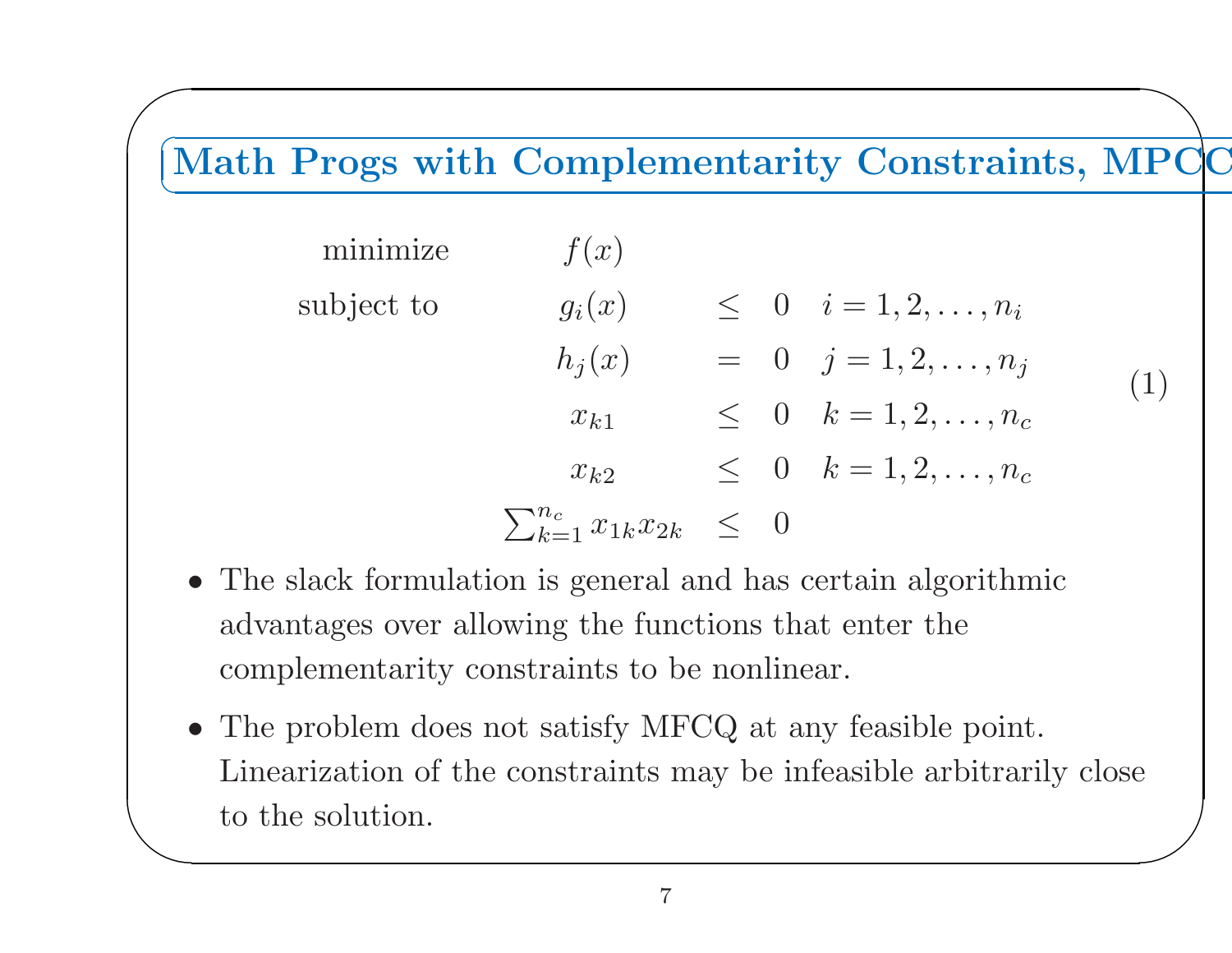## Math Progs with Complementarity Constraints, MPCC

$$
\begin{array}{llcll}
\text{minimize} & f(x) & & & \\
\text{subject to} & g_i(x) & \leq & 0 & i = 1, 2, \ldots, n_i \\
& h_j(x) & = & 0 & j = 1, 2, \ldots, n_j \\
& x_{k1} & \leq & 0 & k = 1, 2, \ldots, n_c \\
& x_{k2} & \leq & 0 & k = 1, 2, \ldots, n_c \\
& \sum_{k=1}^{n_c} x_{1k} x_{2k} & \leq & 0 &
\end{array}
\tag{1}
$$

- The slack formulation is general and has certain algorithmic advantages over allowing the functions that enter the complementarity constraints to be nonlinear.
- The problem does not satisfy MFCQ at any feasible point. Linearization of the constraints may be infeasible arbitrarily close to the solution.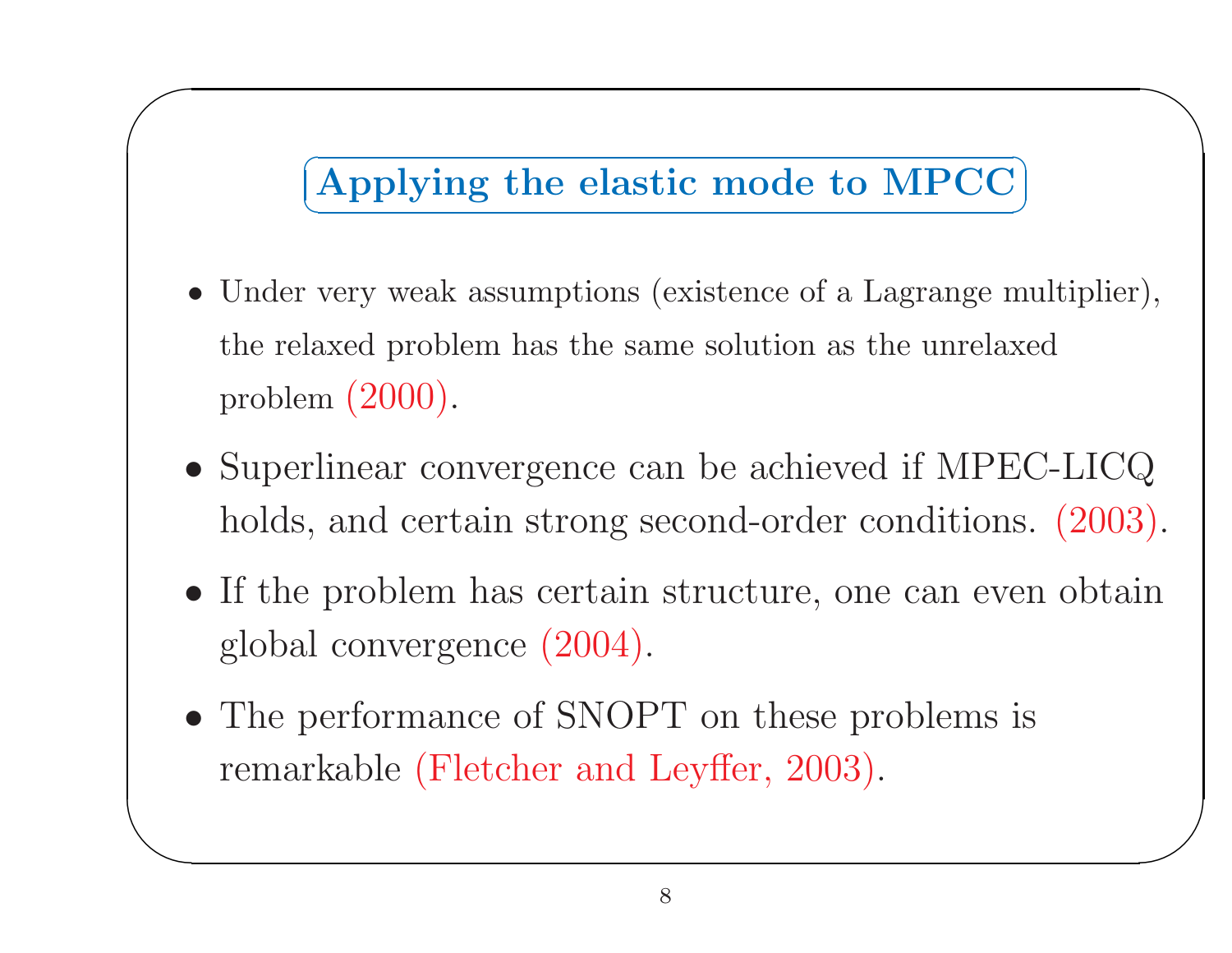## Applying the elastic mode to MPCC

- Under very weak assumptions (existence of a Lagrange multiplier), the relaxed problem has the same solution as the unrelaxed problem (2000).
- Superlinear convergence can be achieved if MPEC-LICQ holds, and certain strong second-order conditions. (2003).
- If the problem has certain structure, one can even obtain global convergence (2004).
- The performance of SNOPT on these problems is remarkable (Fletcher and Leyffer, 2003).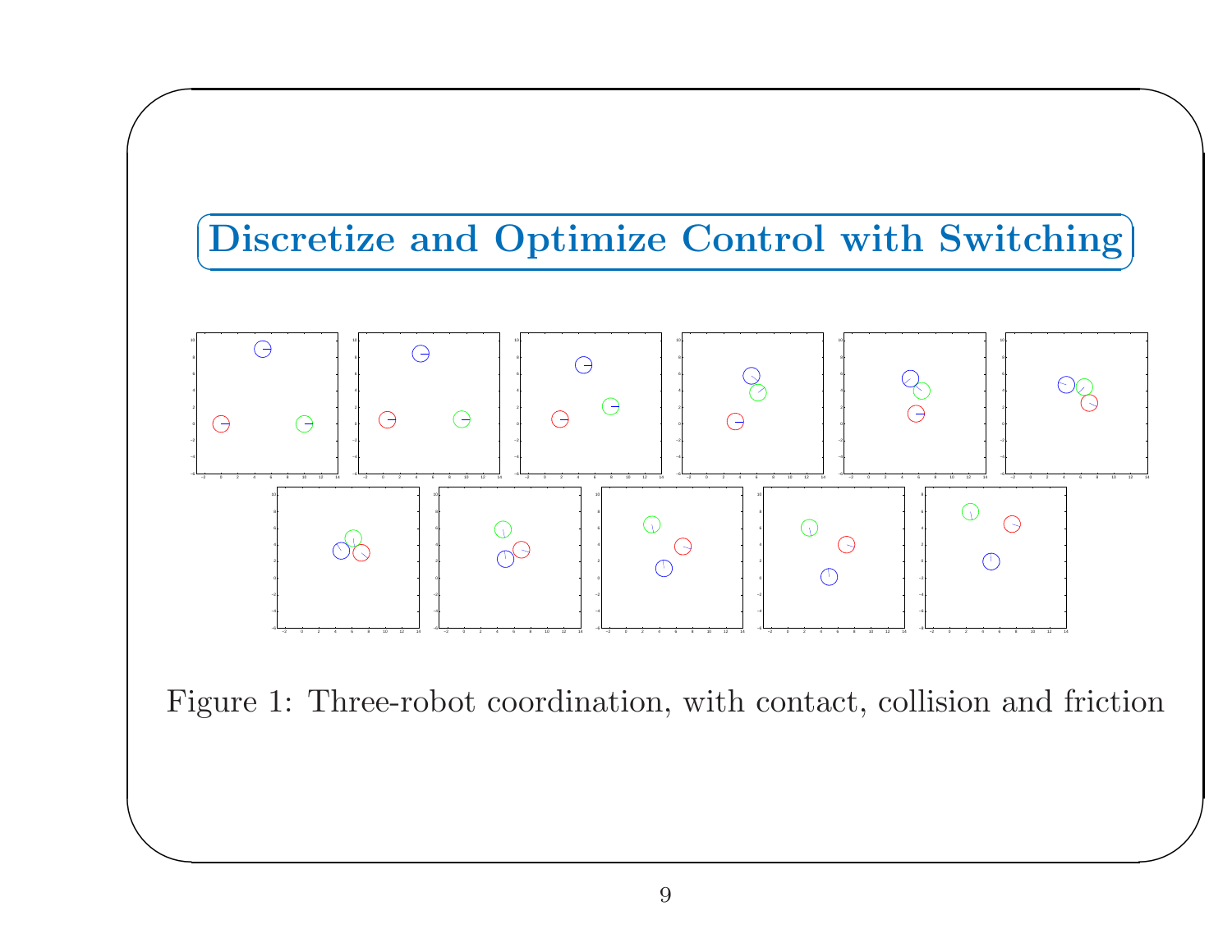# Discretize and Optimize Control with Switching

Figure 1: Three-robot coordination, with contact, collision and friction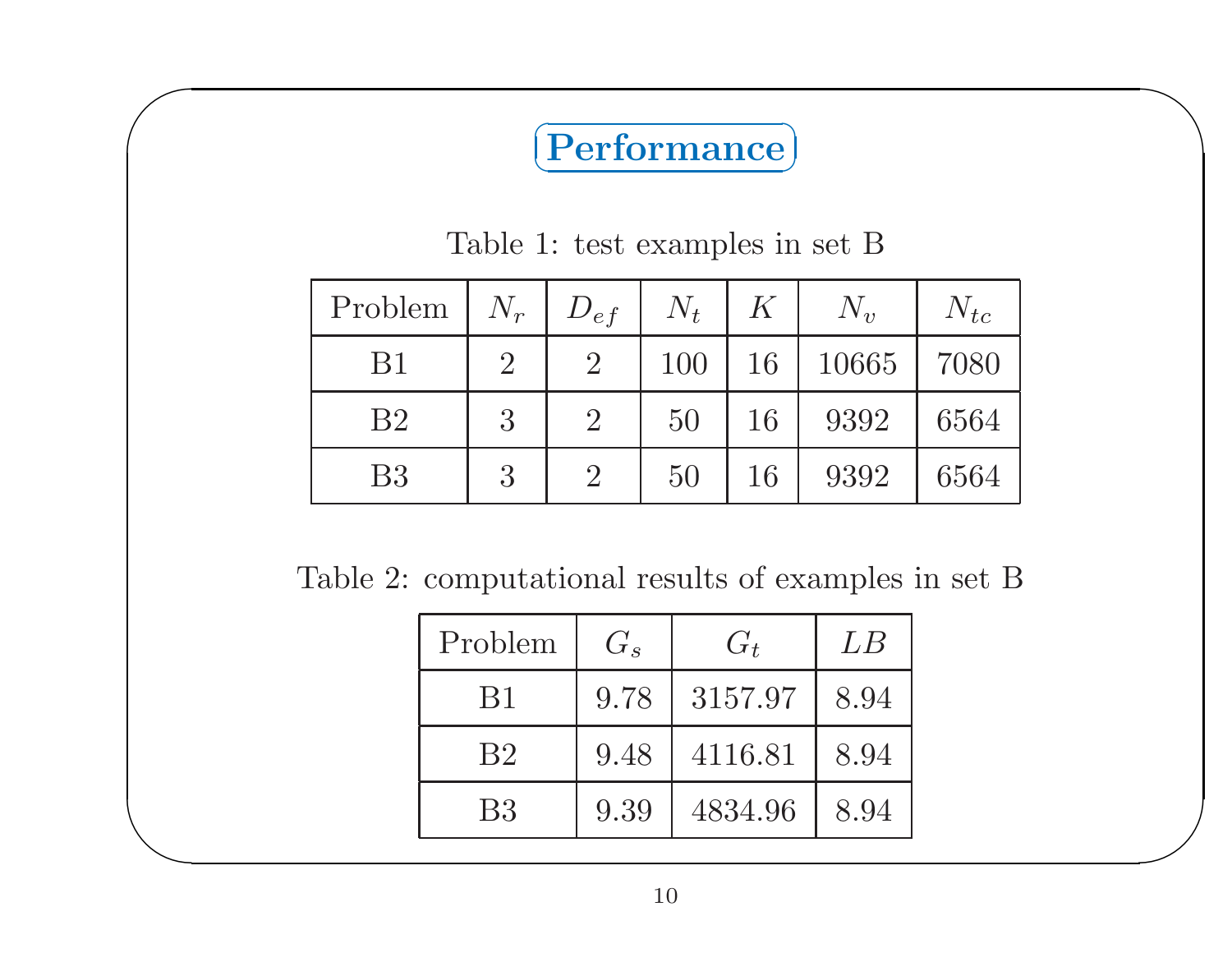# Performance

Table 1: test examples in set B

| Problem | $N_r$ | $D_{ef}$ | $N_t$ | $K$ | $N_v$ | $N_{tc}$ |
|---|---|---|---|---|---|---|
| B1 | 2 | 2 | 100 | 16 | 10665 | 7080 |
| B2 | 3 | 2 | 50 | 16 | 9392 | 6564 |
| B3 | 3 | 2 | 50 | 16 | 9392 | 6564 |

Table 2: computational results of examples in set B

| Problem | $G_s$ | $G_t$ | $LB$ |
|---|---|---|---|
| B1 | 9.78 | 3157.97 | 8.94 |
| B2 | 9.48 | 4116.81 | 8.94 |
| B3 | 9.39 | 4834.96 | 8.94 |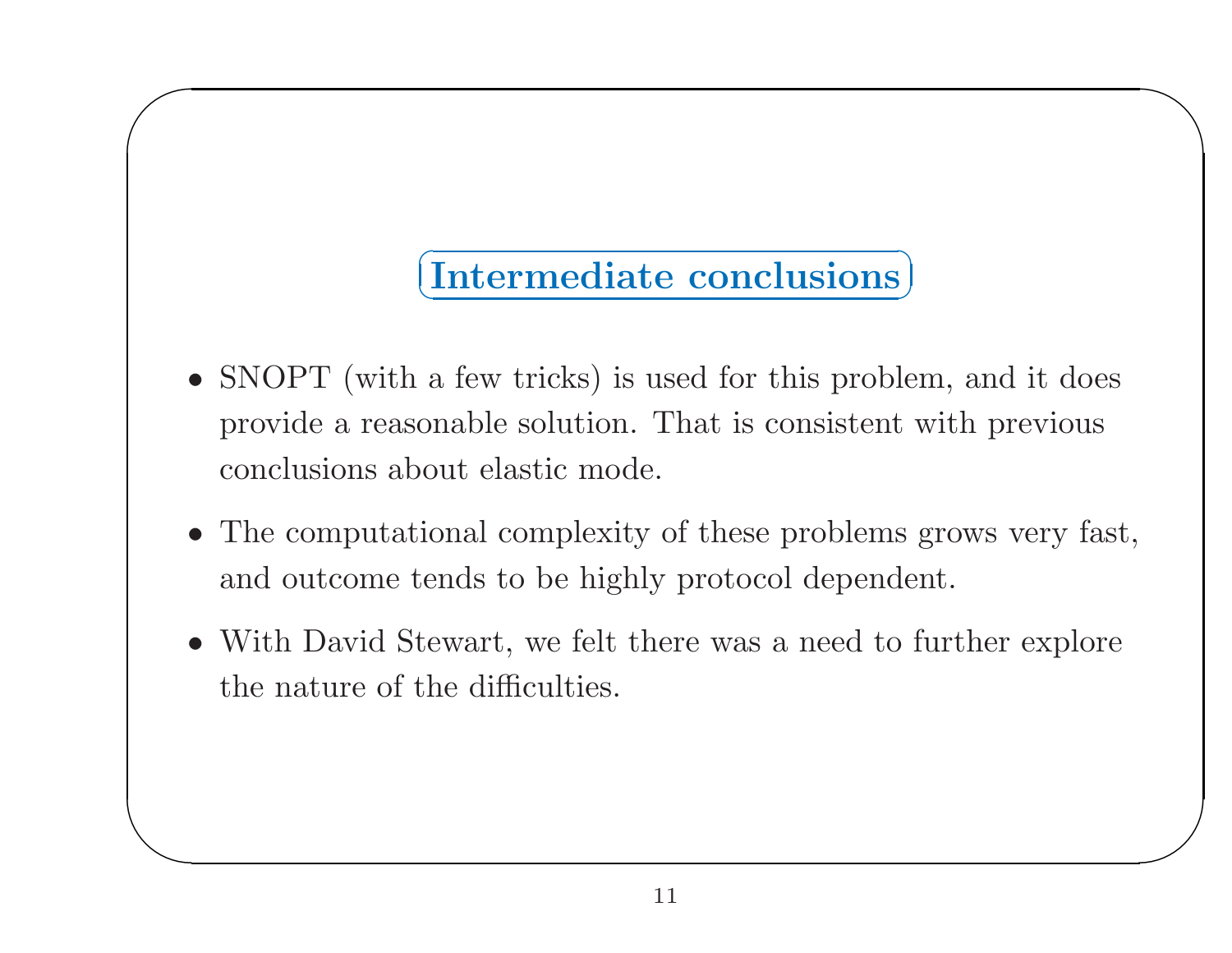## Intermediate conclusions

- SNOPT (with a few tricks) is used for this problem, and it does provide a reasonable solution. That is consistent with previous conclusions about elastic mode.
- The computational complexity of these problems grows very fast, and outcome tends to be highly protocol dependent.
- With David Stewart, we felt there was a need to further explore the nature of the difficulties.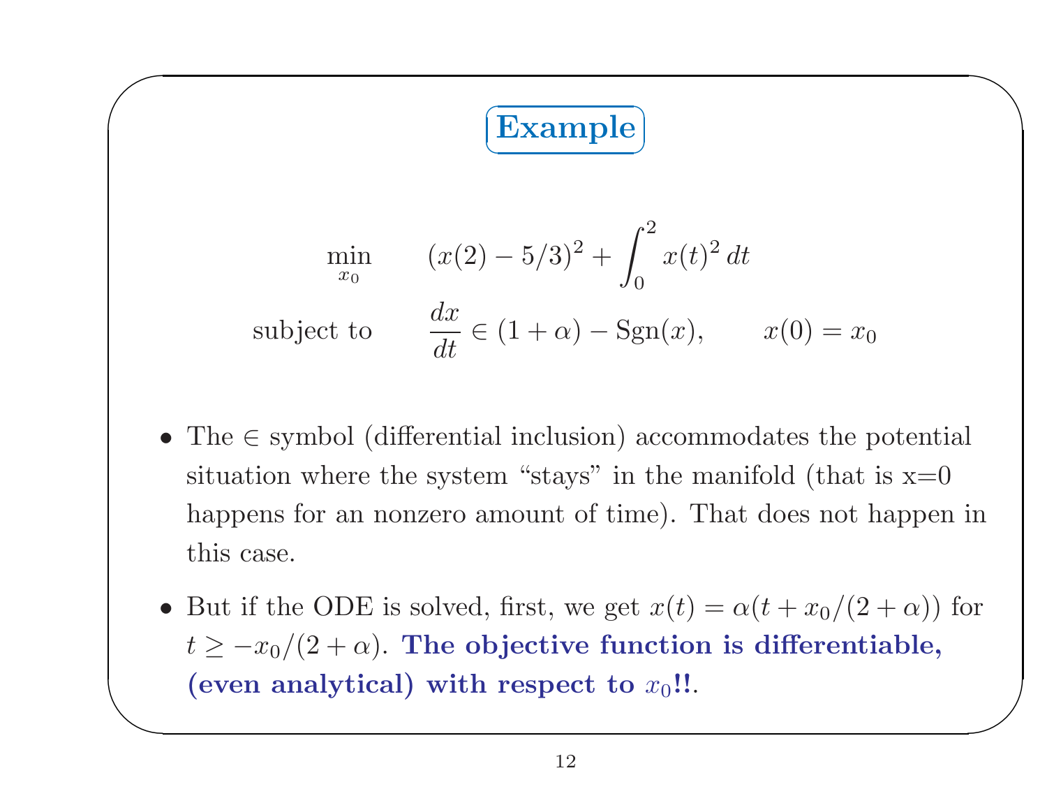## Example

$$\min_{x_0} \qquad (x(2) - 5/3)^2 + \int_0^2 x(t)^2 \, dt$$

$$\text{subject to} \qquad \frac{dx}{dt} \in (1 + \alpha) - \mathrm{Sgn}(x), \qquad x(0) = x_0$$

- The $\in$ symbol (differential inclusion) accommodates the potential situation where the system "stays" in the manifold (that is x=0 happens for an nonzero amount of time). That does not happen in this case.
- But if the ODE is solved, first, we get $x(t) = \alpha(t + x_0/(2 + \alpha))$ for $t \geq -x_0/(2 + \alpha)$. **The objective function is differentiable, (even analytical) with respect to $x_0$!!**.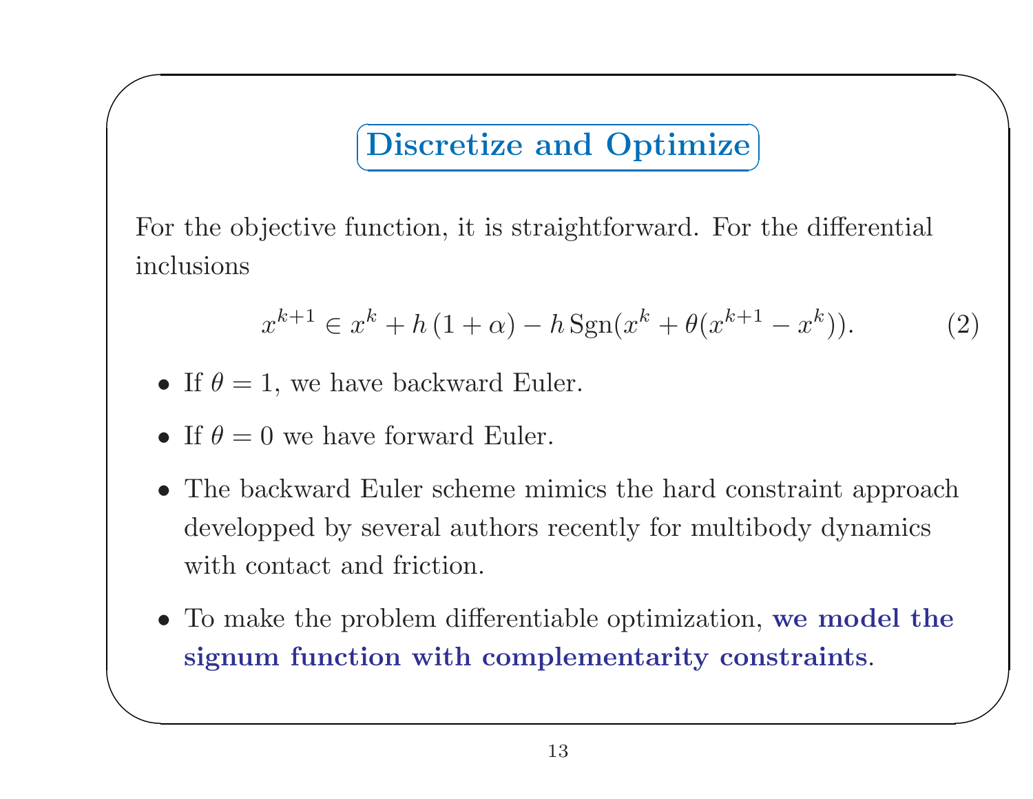# Discretize and Optimize

For the objective function, it is straightforward. For the differential inclusions

$$x^{k+1} \in x^k + h\,(1+\alpha) - h\,\mathrm{Sgn}(x^k + \theta(x^{k+1} - x^k)). \tag{2}$$

- If $\theta = 1$, we have backward Euler.
- If $\theta = 0$ we have forward Euler.
- The backward Euler scheme mimics the hard constraint approach developped by several authors recently for multibody dynamics with contact and friction.
- To make the problem differentiable optimization, **we model the signum function with complementarity constraints**.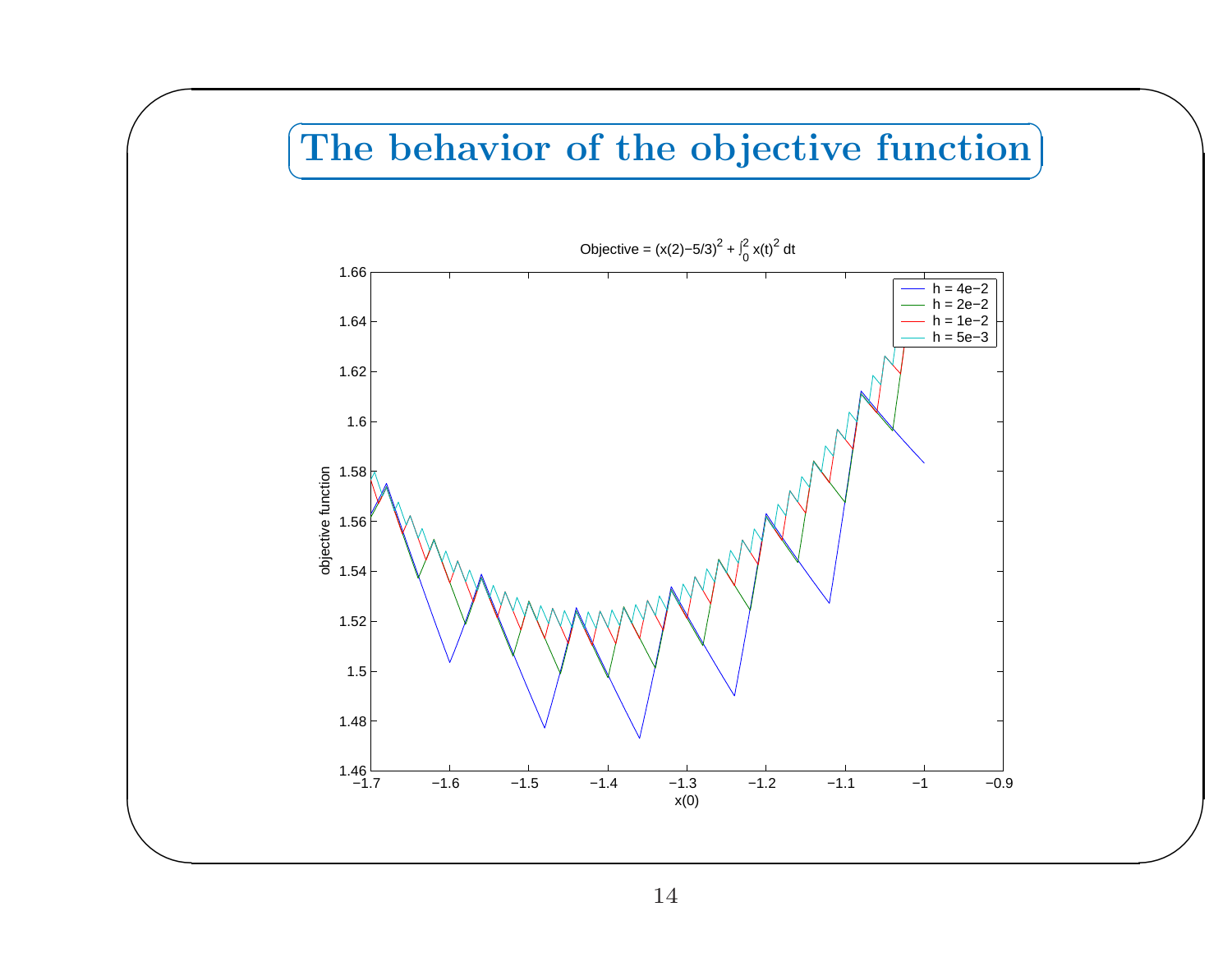# The behavior of the objective function

Objective = $(x(2)-5/3)^2 + \int_0^2 x(t)^2\, dt$

- h = 4e−2
- h = 2e−2
- h = 1e−2
- h = 5e−3

objective function

x(0)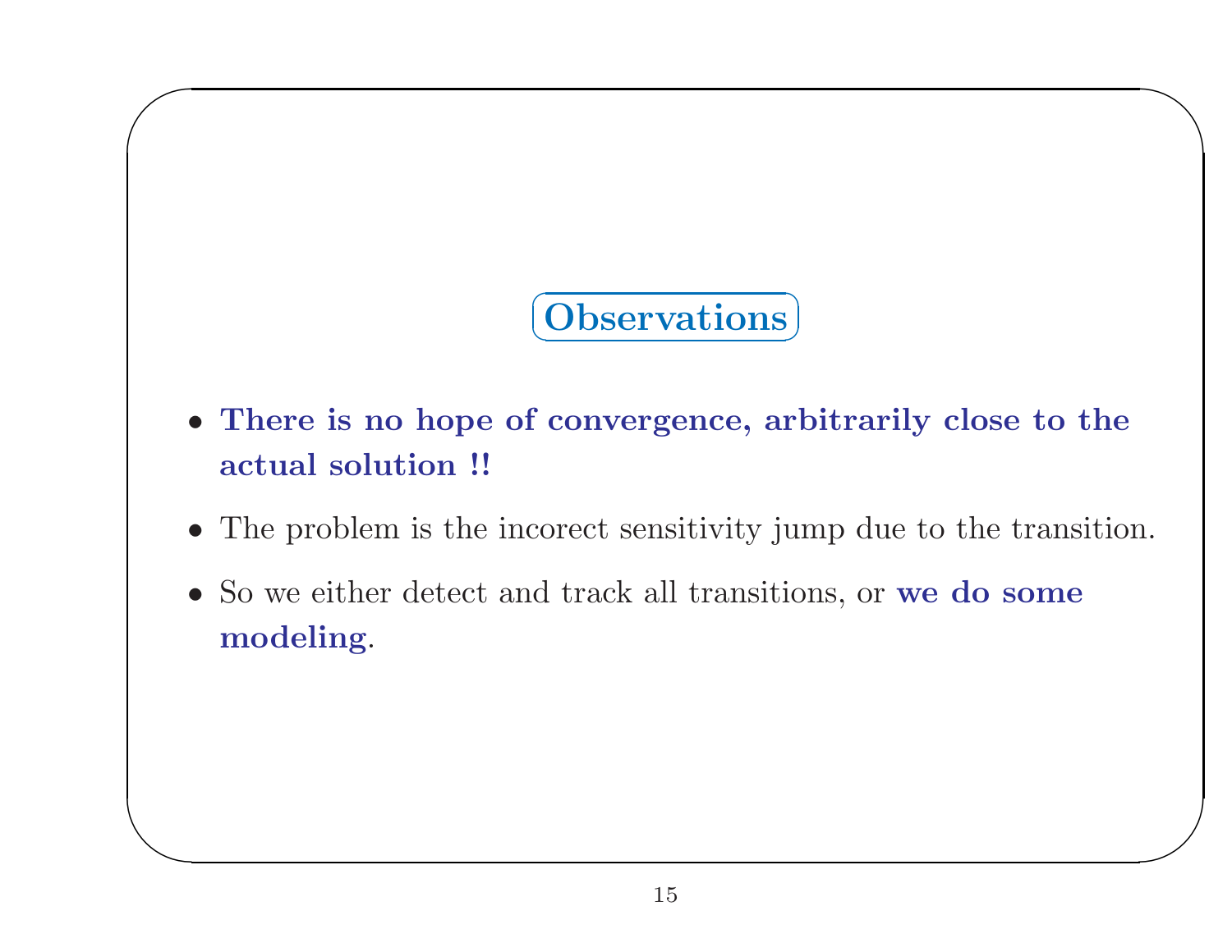## Observations

- **There is no hope of convergence, arbitrarily close to the actual solution !!**
- The problem is the incorect sensitivity jump due to the transition.
- So we either detect and track all transitions, or **we do some modeling**.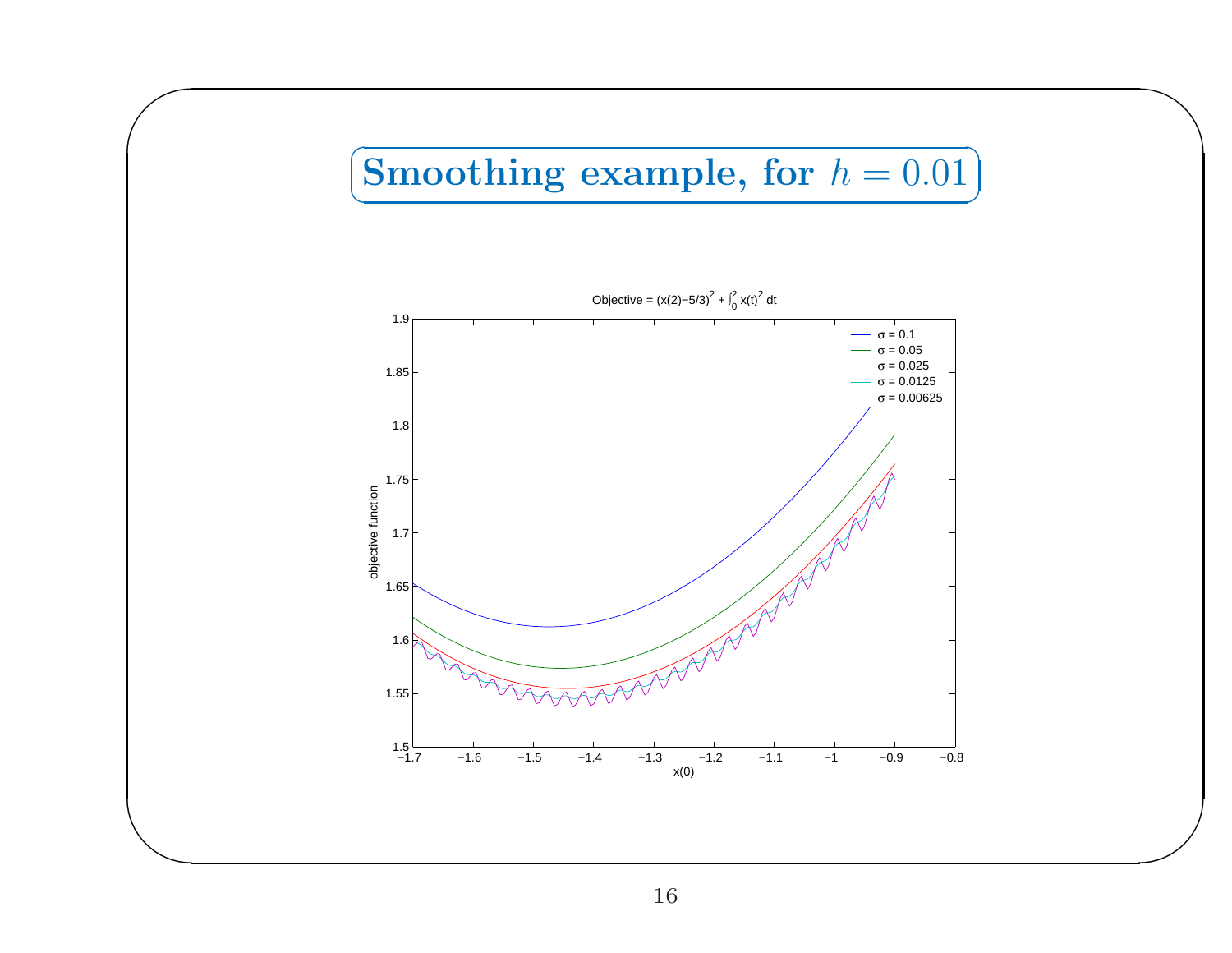# Smoothing example, for $h = 0.01$

Objective = $(x(2)-5/3)^2 + \int_0^2 x(t)^2\, dt$

- σ = 0.1
- σ = 0.05
- σ = 0.025
- σ = 0.0125
- σ = 0.00625

objective function

x(0)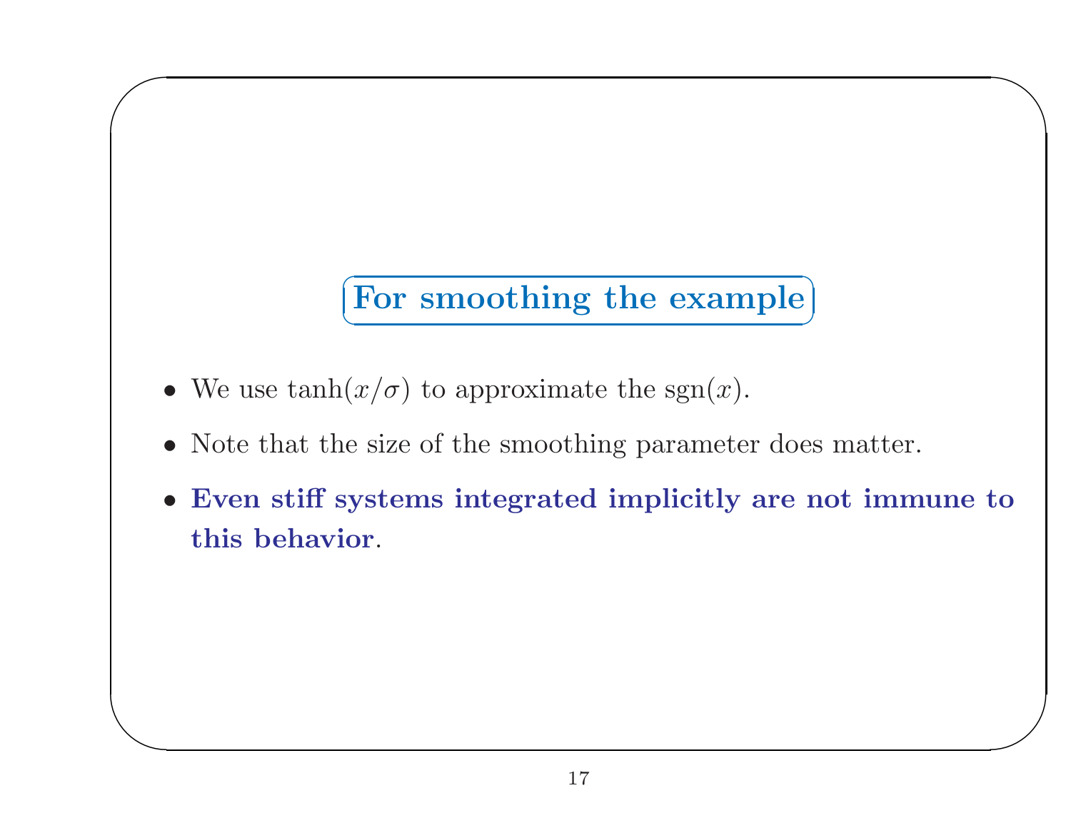## For smoothing the example

- We use $\tanh(x/\sigma)$ to approximate the $\text{sgn}(x)$.
- Note that the size of the smoothing parameter does matter.
- **Even stiff systems integrated implicitly are not immune to this behavior**.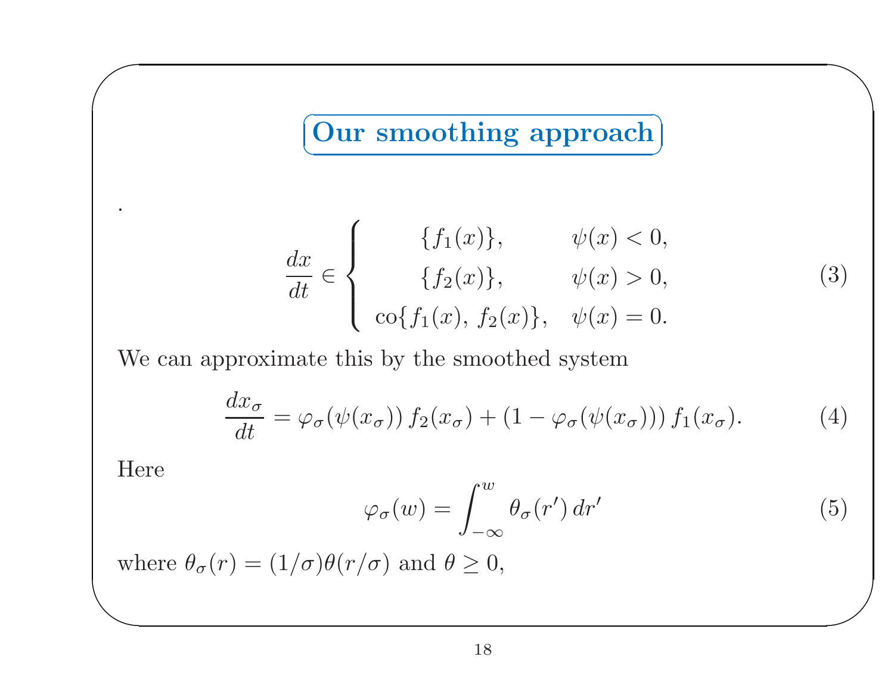## Our smoothing approach

.

$$\frac{dx}{dt} \in \begin{cases} \{f_1(x)\}, & \psi(x) < 0, \\ \{f_2(x)\}, & \psi(x) > 0, \\ \mathrm{co}\{f_1(x),\, f_2(x)\}, & \psi(x) = 0. \end{cases} \tag{3}$$

We can approximate this by the smoothed system

$$\frac{dx_\sigma}{dt} = \varphi_\sigma(\psi(x_\sigma))\, f_2(x_\sigma) + (1 - \varphi_\sigma(\psi(x_\sigma)))\, f_1(x_\sigma). \tag{4}$$

Here

$$\varphi_\sigma(w) = \int_{-\infty}^{w} \theta_\sigma(r')\, dr' \tag{5}$$

where $\theta_\sigma(r) = (1/\sigma)\theta(r/\sigma)$ and $\theta \geq 0$,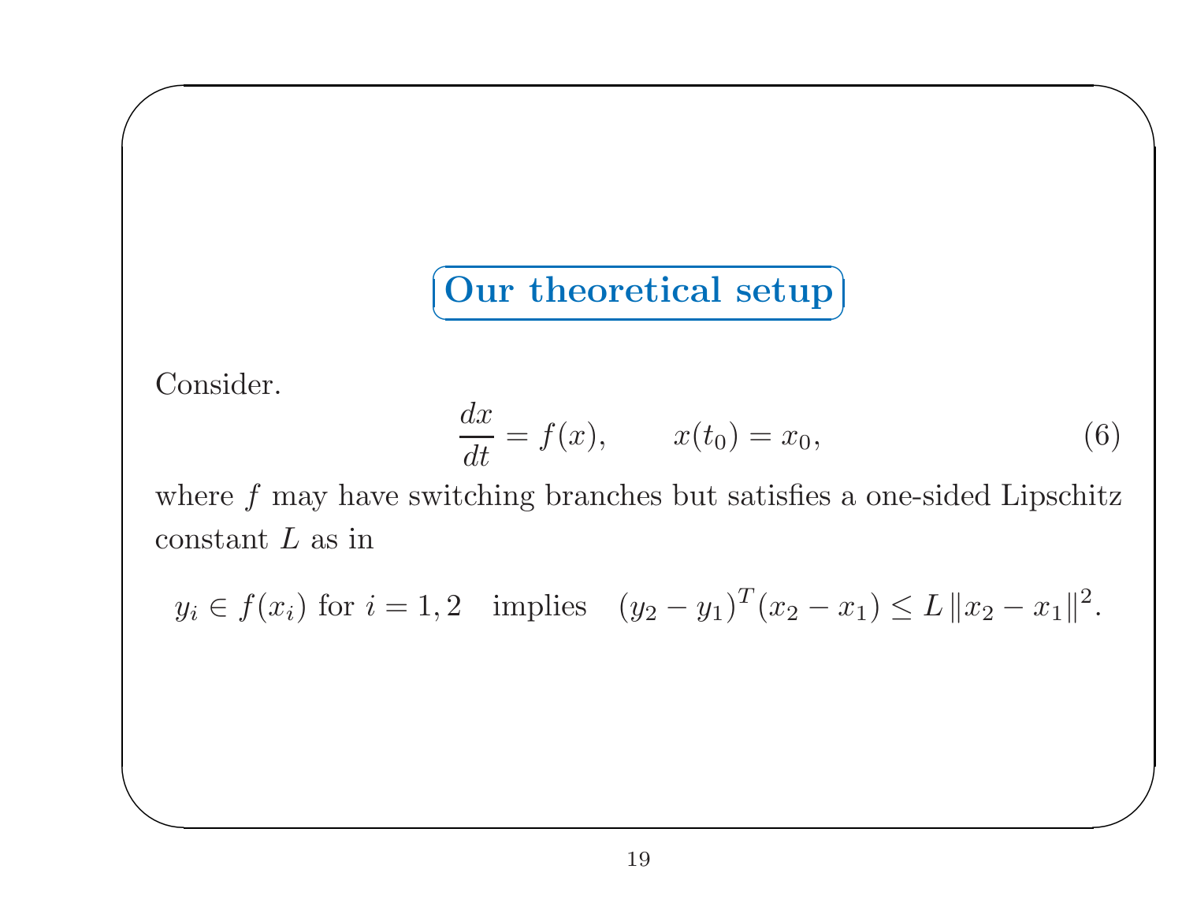## Our theoretical setup

Consider.

$$\frac{dx}{dt} = f(x), \qquad x(t_0) = x_0, \tag{6}$$

where $f$ may have switching branches but satisfies a one-sided Lipschitz constant $L$ as in

$$y_i \in f(x_i) \text{ for } i = 1, 2 \quad \text{implies} \quad (y_2 - y_1)^T (x_2 - x_1) \leq L \|x_2 - x_1\|^2.$$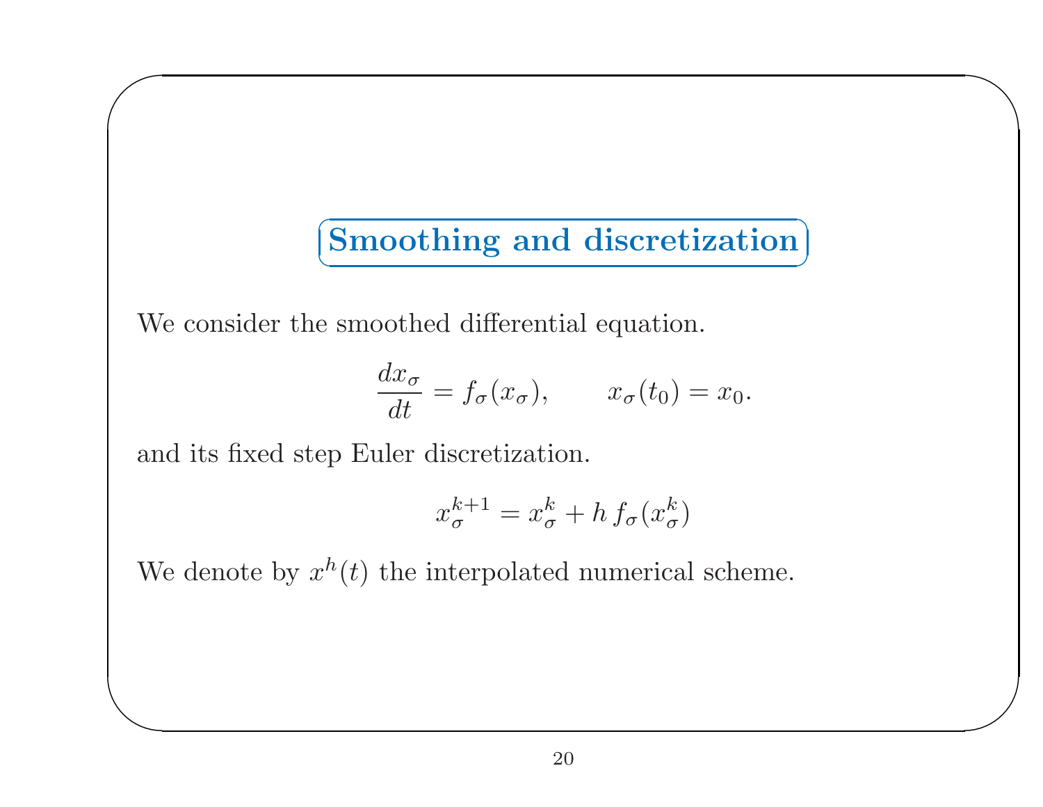## Smoothing and discretization

We consider the smoothed differential equation.

$$\frac{dx_\sigma}{dt} = f_\sigma(x_\sigma), \qquad x_\sigma(t_0) = x_0.$$

and its fixed step Euler discretization.

$$x_\sigma^{k+1} = x_\sigma^k + h\, f_\sigma(x_\sigma^k)$$

We denote by $x^h(t)$ the interpolated numerical scheme.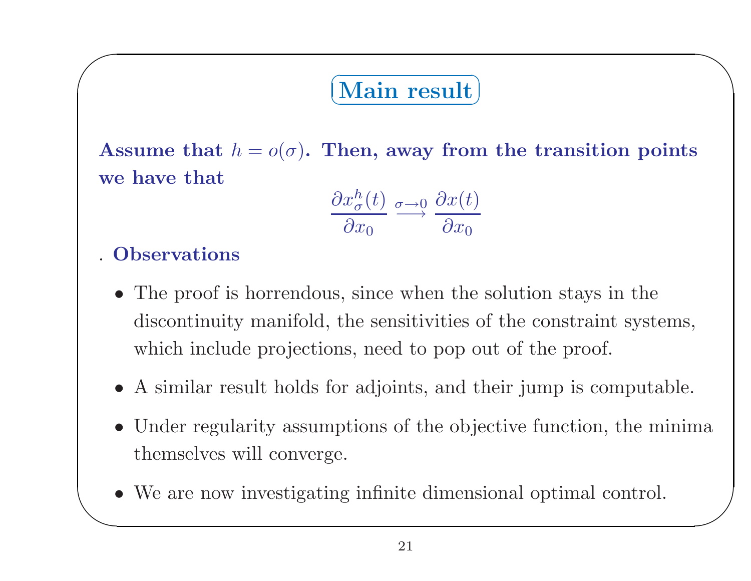## Main result

**Assume that $h = o(\sigma)$. Then, away from the transition points we have that**

$$\frac{\partial x_\sigma^h(t)}{\partial x_0} \xrightarrow{\sigma \to 0} \frac{\partial x(t)}{\partial x_0}$$

. **Observations**

- The proof is horrendous, since when the solution stays in the discontinuity manifold, the sensitivities of the constraint systems, which include projections, need to pop out of the proof.
- A similar result holds for adjoints, and their jump is computable.
- Under regularity assumptions of the objective function, the minima themselves will converge.
- We are now investigating infinite dimensional optimal control.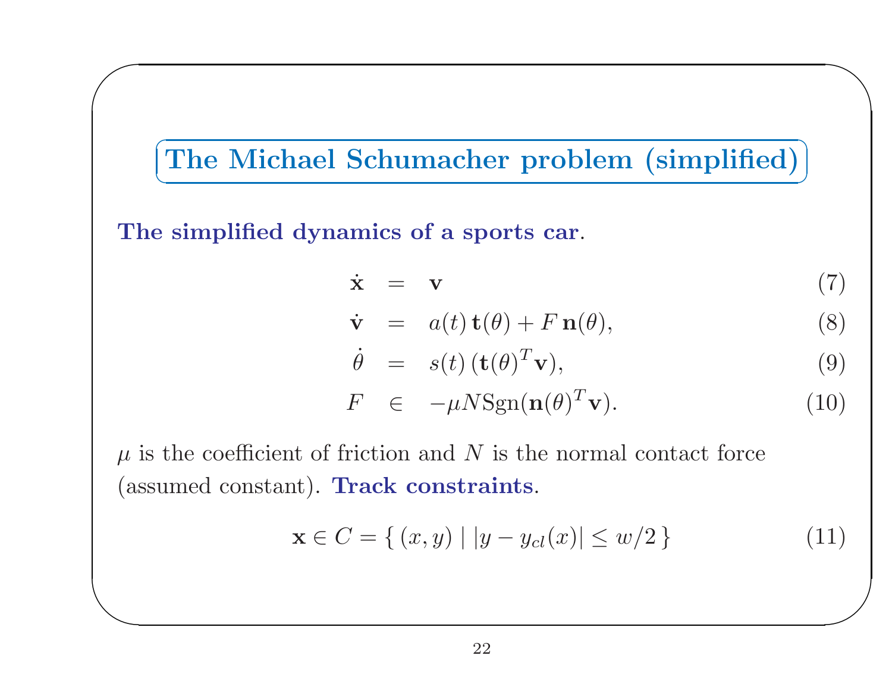## The Michael Schumacher problem (simplified)

**The simplified dynamics of a sports car**.

$$
\begin{aligned}
\dot{\mathbf{x}} &= \mathbf{v} && (7)\\
\dot{\mathbf{v}} &= a(t)\,\mathbf{t}(\theta) + F\,\mathbf{n}(\theta), && (8)\\
\dot{\theta} &= s(t)\,(\mathbf{t}(\theta)^T\mathbf{v}), && (9)\\
F &\in -\mu N \operatorname{Sgn}(\mathbf{n}(\theta)^T\mathbf{v}). && (10)
\end{aligned}
$$

$\mu$ is the coefficient of friction and $N$ is the normal contact force (assumed constant). **Track constraints**.

$$
\mathbf{x} \in C = \{\, (x, y) \mid |y - y_{cl}(x)| \le w/2 \,\} \tag{11}
$$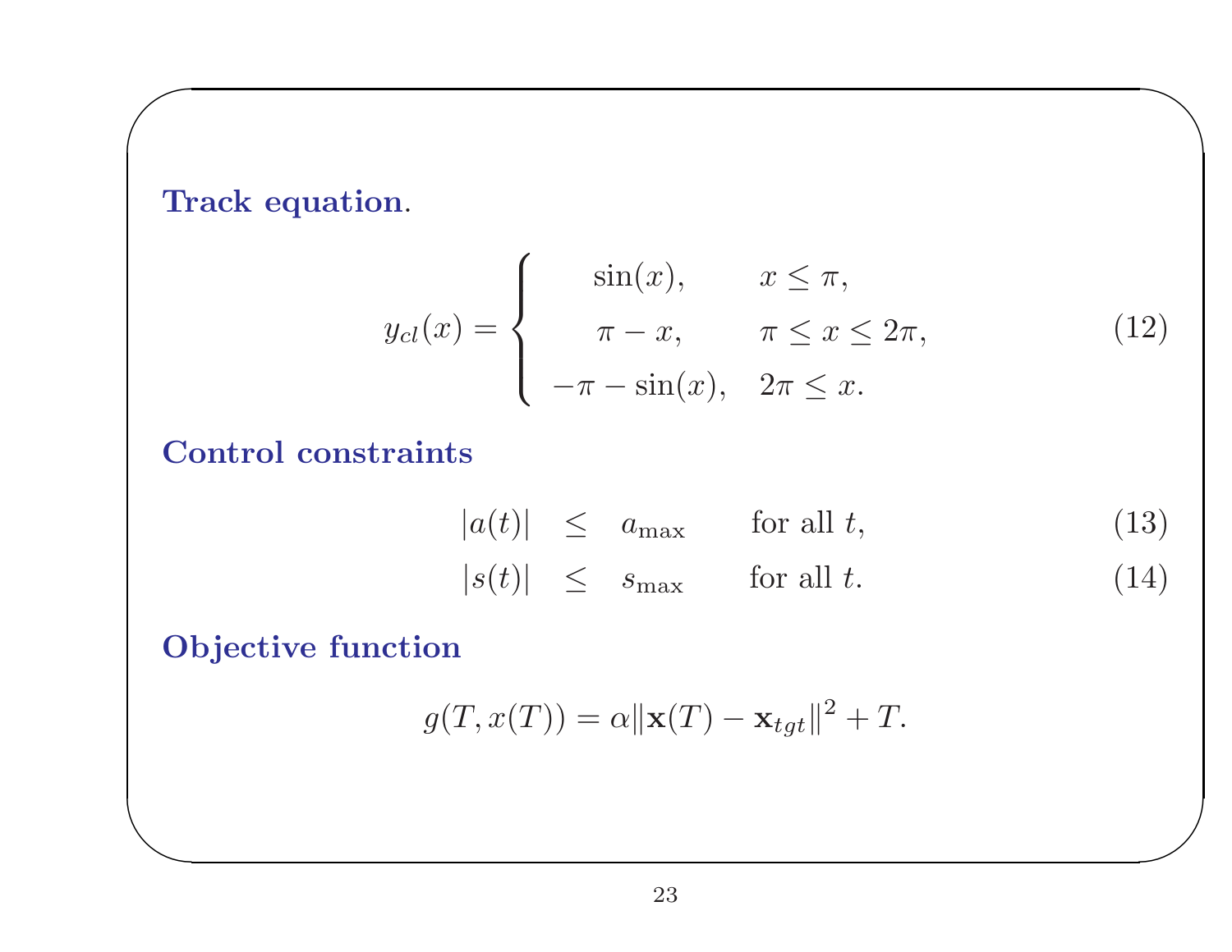**Track equation.**

$$y_{cl}(x) = \begin{cases} \sin(x), & x \leq \pi, \\ \pi - x, & \pi \leq x \leq 2\pi, \\ -\pi - \sin(x), & 2\pi \leq x. \end{cases} \tag{12}$$

**Control constraints**

$$|a(t)| \leq a_{\max} \quad \text{for all } t, \tag{13}$$

$$|s(t)| \leq s_{\max} \quad \text{for all } t. \tag{14}$$

**Objective function**

$$g(T, x(T)) = \alpha \|\mathbf{x}(T) - \mathbf{x}_{tgt}\|^2 + T.$$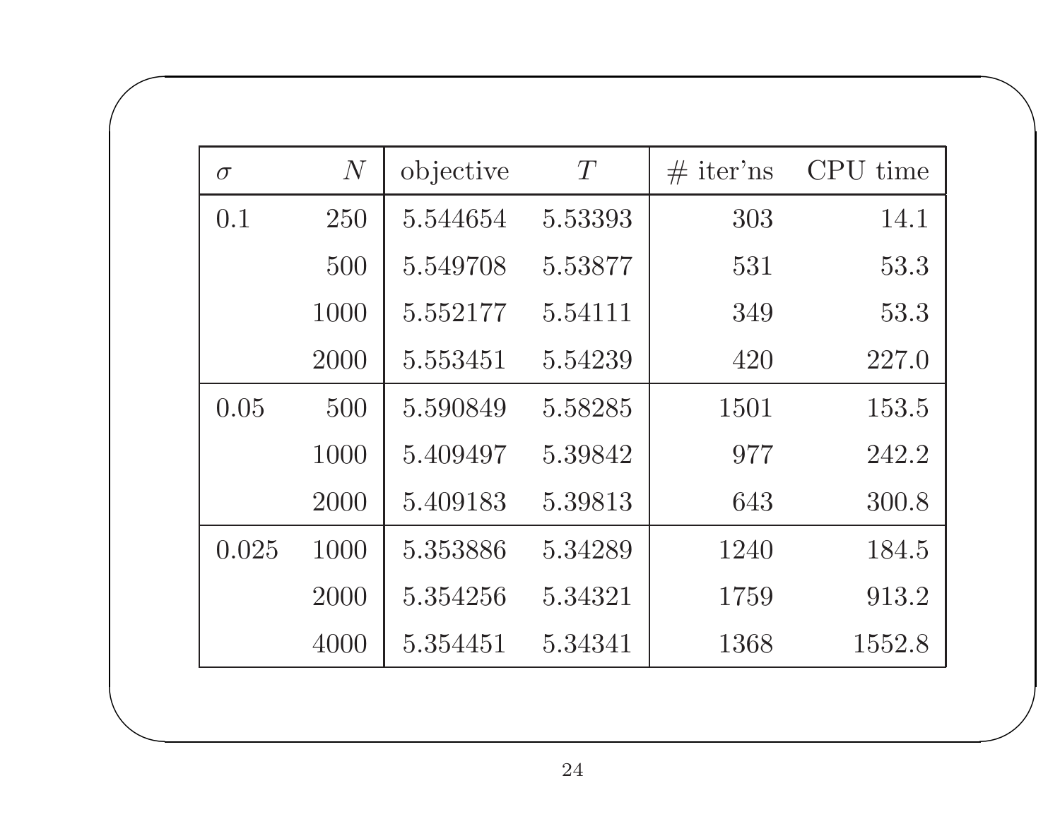| $\sigma$ | $N$ | objective | $T$ | # iter'ns | CPU time |
|---|---|---|---|---|---|
| 0.1 | 250 | 5.544654 | 5.53393 | 303 | 14.1 |
| | 500 | 5.549708 | 5.53877 | 531 | 53.3 |
| | 1000 | 5.552177 | 5.54111 | 349 | 53.3 |
| | 2000 | 5.553451 | 5.54239 | 420 | 227.0 |
| 0.05 | 500 | 5.590849 | 5.58285 | 1501 | 153.5 |
| | 1000 | 5.409497 | 5.39842 | 977 | 242.2 |
| | 2000 | 5.409183 | 5.39813 | 643 | 300.8 |
| 0.025 | 1000 | 5.353886 | 5.34289 | 1240 | 184.5 |
| | 2000 | 5.354256 | 5.34321 | 1759 | 913.2 |
| | 4000 | 5.354451 | 5.34341 | 1368 | 1552.8 |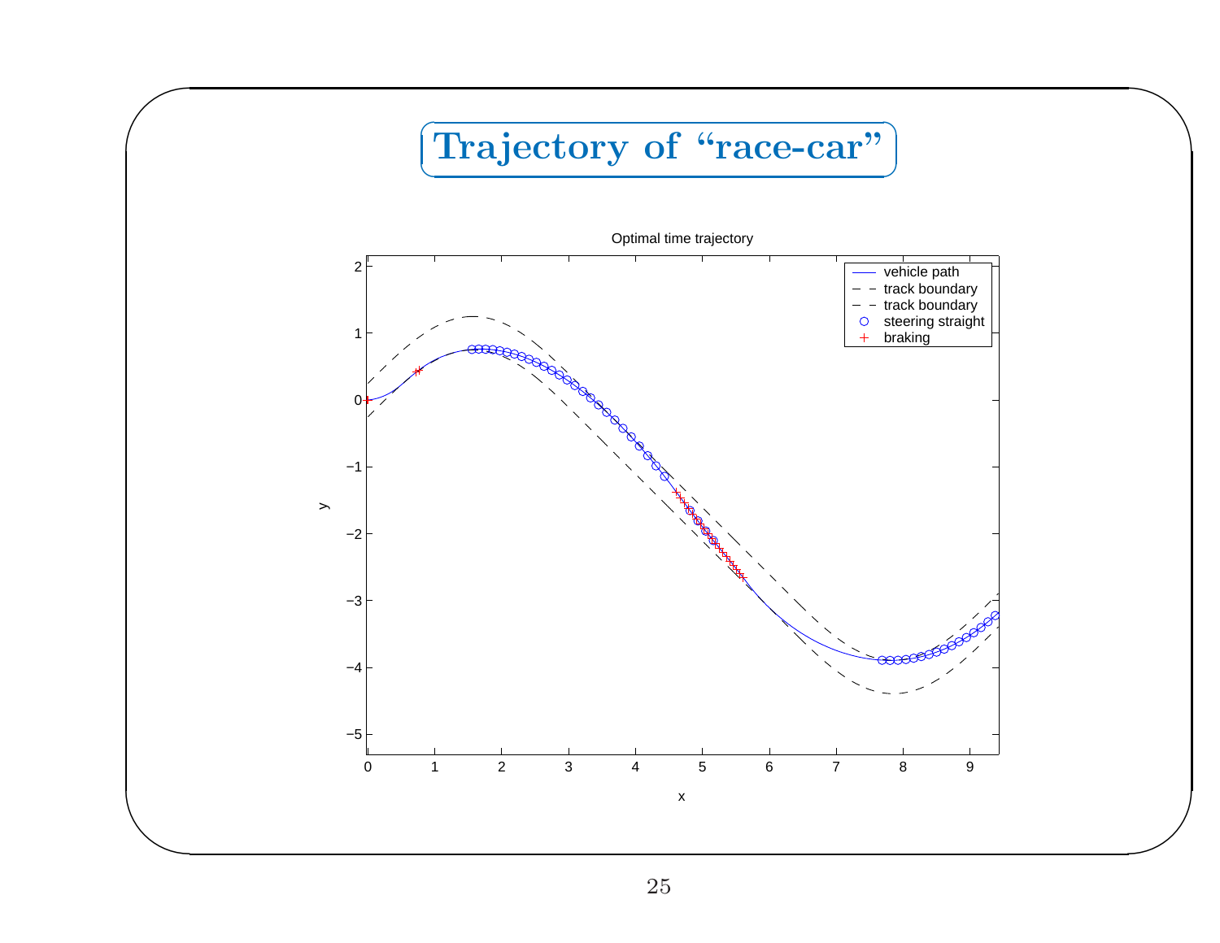# Trajectory of "race-car"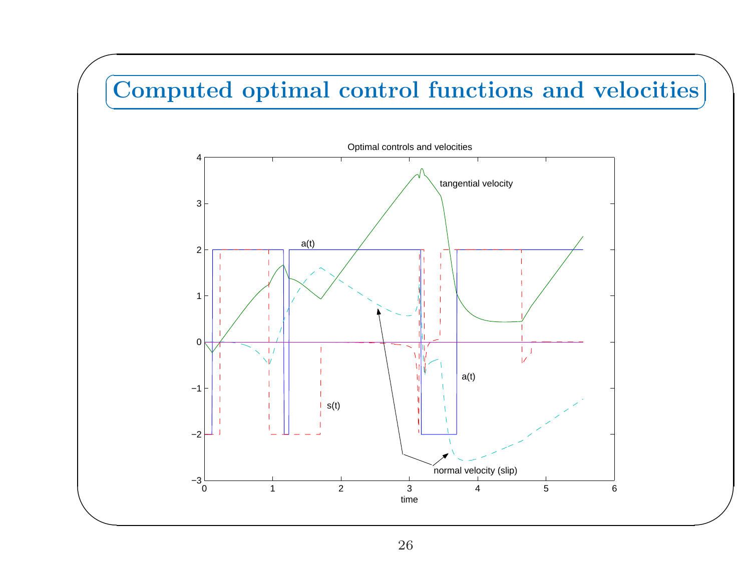# Computed optimal control functions and velocities

Optimal controls and velocities

tangential velocity

a(t)

a(t)

s(t)

normal velocity (slip)

time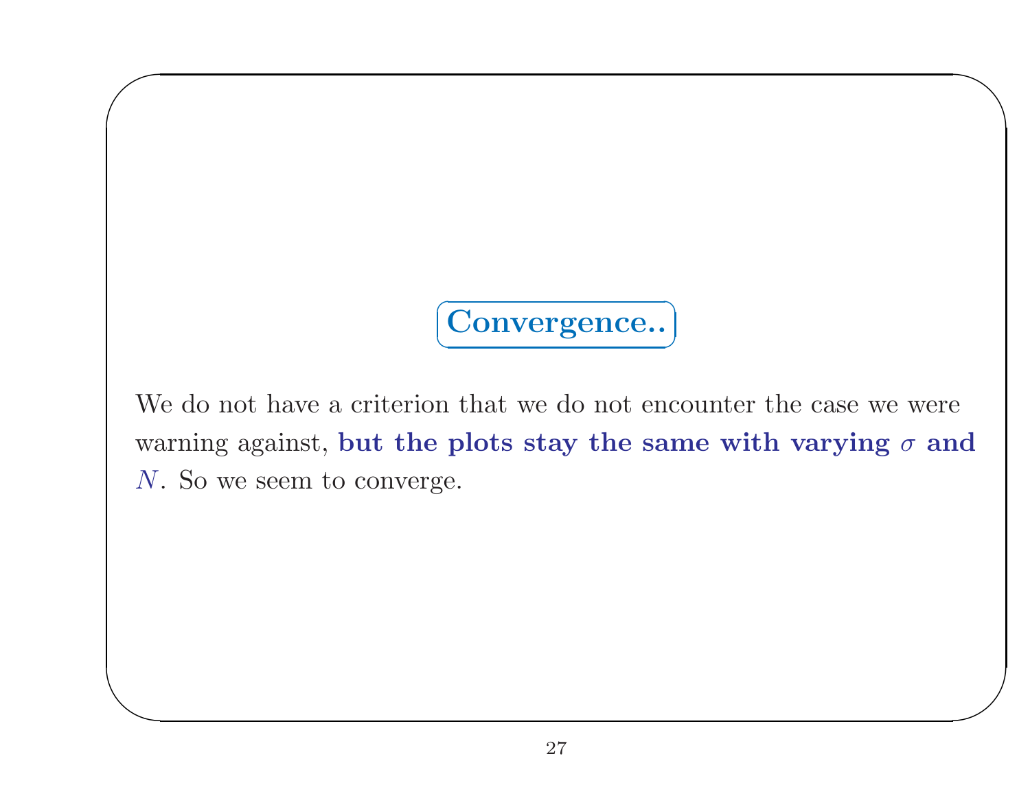## Convergence..

We do not have a criterion that we do not encounter the case we were warning against, **but the plots stay the same with varying $\sigma$ and $N$**. So we seem to converge.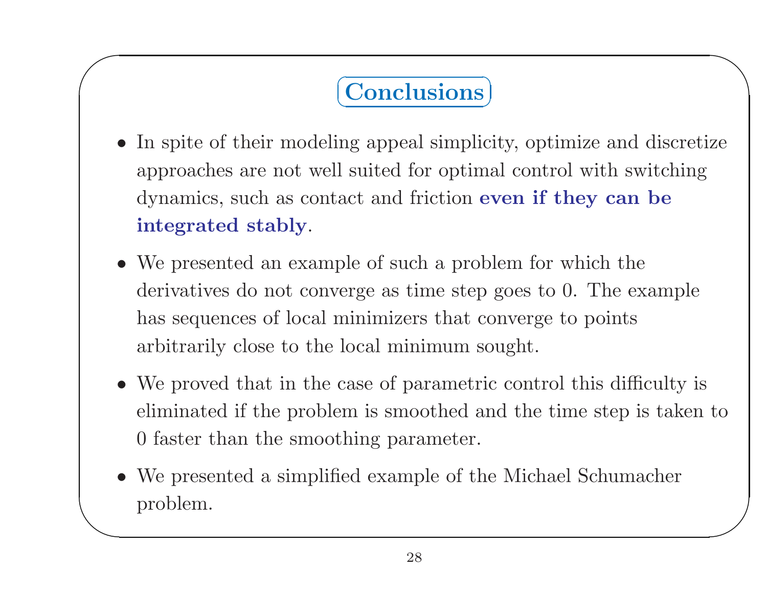## Conclusions

- In spite of their modeling appeal simplicity, optimize and discretize approaches are not well suited for optimal control with switching dynamics, such as contact and friction **even if they can be integrated stably**.
- We presented an example of such a problem for which the derivatives do not converge as time step goes to 0. The example has sequences of local minimizers that converge to points arbitrarily close to the local minimum sought.
- We proved that in the case of parametric control this difficulty is eliminated if the problem is smoothed and the time step is taken to 0 faster than the smoothing parameter.
- We presented a simplified example of the Michael Schumacher problem.